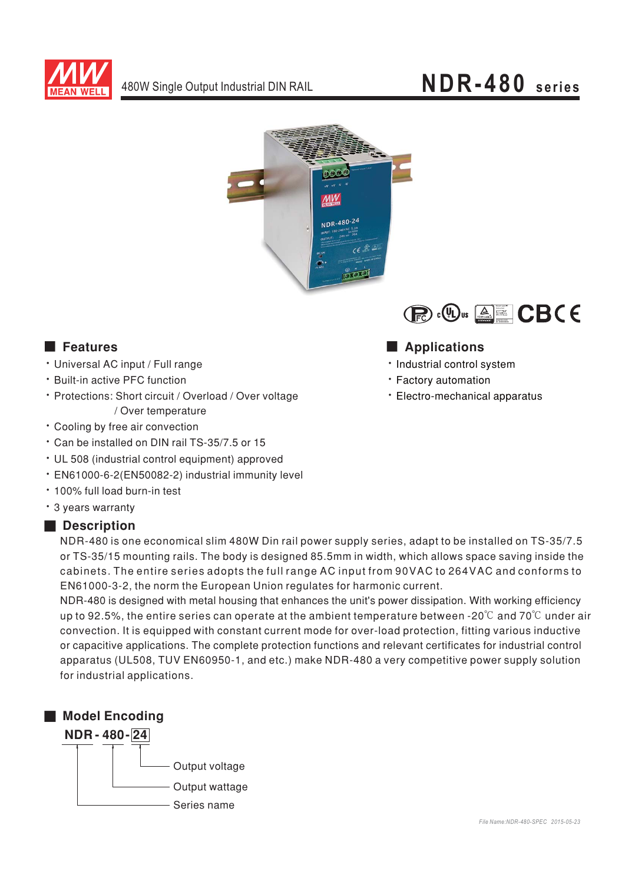# NDR-480 series

480W Single Output Industrial DIN RAIL

## Features

- Universal AC input / Full range
- Built-in active PFC function
- Protections: Short circuit / Overload / Over voltage / Over temperature
- Cooling by free air convection
- Can be installed on DIN rail TS-35/7.5 or 15
- UL 508 (industrial control equipment) approved
- EN61000-6-2(EN50082-2) industrial immunity level
- 100% full load burn-in test
- 3 years warranty

## Applications

- Industrial control system
- Factory automation
- Electro-mechanical apparatus

## Description

NDR-480 is one economical slim 480W Din rail power supply series, adapt to be installed on TS-35/7.5 or TS-35/15 mounting rails. The body is designed 85.5mm in width, which allows space saving inside the cabinets. The entire series adopts the full range AC input from 90VAC to 264VAC and conforms to EN61000-3-2, the norm the European Union regulates for harmonic current.

NDR-480 is designed with metal housing that enhances the unit's power dissipation. With working efficiency up to 92.5%, the entire series can operate at the ambient temperature between -20℃ and 70℃ under air convection. It is equipped with constant current mode for over-load protection, fitting various inductive or capacitive applications. The complete protection functions and relevant certificates for industrial control apparatus (UL508, TUV EN60950-1, and etc.) make NDR-480 a very competitive power supply solution for industrial applications.

## Model Encoding

**NDR - 480 - 24**

- 24: Output voltage
- 480: Output wattage
- NDR: Series name

File Name:NDR-480-SPEC 2015-05-23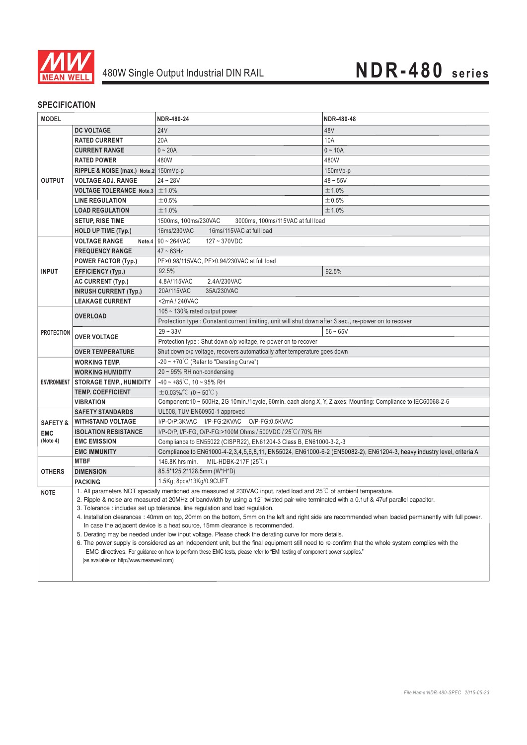480W Single Output Industrial DIN RAIL

# NDR-480 series

## SPECIFICATION

| MODEL | | NDR-480-24 | NDR-480-48 |
|---|---|---|---|
| OUTPUT | DC VOLTAGE | 24V | 48V |
| | RATED CURRENT | 20A | 10A |
| | CURRENT RANGE | 0 ~ 20A | 0 ~ 10A |
| | RATED POWER | 480W | 480W |
| | RIPPLE & NOISE (max.) Note.2 | 150mVp-p | 150mVp-p |
| | VOLTAGE ADJ. RANGE | 24 ~ 28V | 48 ~ 55V |
| | VOLTAGE TOLERANCE Note.3 | ±1.0% | ±1.0% |
| | LINE REGULATION | ±0.5% | ±0.5% |
| | LOAD REGULATION | ±1.0% | ±1.0% |
| | SETUP, RISE TIME | 1500ms, 100ms/230VAC 3000ms, 100ms/115VAC at full load | |
| | HOLD UP TIME (Typ.) | 16ms/230VAC 16ms/115VAC at full load | |
| INPUT | VOLTAGE RANGE Note.4 | 90 ~ 264VAC 127 ~ 370VDC | |
| | FREQUENCY RANGE | 47 ~ 63Hz | |
| | POWER FACTOR (Typ.) | PF>0.98/115VAC, PF>0.94/230VAC at full load | |
| | EFFICIENCY (Typ.) | 92.5% | 92.5% |
| | AC CURRENT (Typ.) | 4.8A/115VAC 2.4A/230VAC | |
| | INRUSH CURRENT (Typ.) | 20A/115VAC 35A/230VAC | |
| | LEAKAGE CURRENT | <2mA / 240VAC | |
| PROTECTION | OVERLOAD | 105 ~ 130% rated output power | |
| | | Protection type : Constant current limiting, unit will shut down after 3 sec., re-power on to recover | |
| | OVER VOLTAGE | 29 ~ 33V | 56 ~ 65V |
| | | Protection type : Shut down o/p voltage, re-power on to recover | |
| | OVER TEMPERATURE | Shut down o/p voltage, recovers automatically after temperature goes down | |
| ENVIRONMENT | WORKING TEMP. | -20 ~ +70℃ (Refer to "Derating Curve") | |
| | WORKING HUMIDITY | 20 ~ 95% RH non-condensing | |
| | STORAGE TEMP., HUMIDITY | -40 ~ +85℃, 10 ~ 95% RH | |
| | TEMP. COEFFICIENT | ±0.03%/℃ (0 ~ 50℃) | |
| | VIBRATION | Component:10 ~ 500Hz, 2G 10min./1cycle, 60min. each along X, Y, Z axes; Mounting: Compliance to IEC60068-2-6 | |
| SAFETY & EMC (Note 4) | SAFETY STANDARDS | UL508, TUV EN60950-1 approved | |
| | WITHSTAND VOLTAGE | I/P-O/P:3KVAC I/P-FG:2KVAC O/P-FG:0.5KVAC | |
| | ISOLATION RESISTANCE | I/P-O/P, I/P-FG, O/P-FG:>100M Ohms / 500VDC / 25℃/ 70% RH | |
| | EMC EMISSION | Compliance to EN55022 (CISPR22), EN61204-3 Class B, EN61000-3-2,-3 | |
| | EMC IMMUNITY | Compliance to EN61000-4-2,3,4,5,6,8,11, EN55024, EN61000-6-2 (EN50082-2), EN61204-3, heavy industry level, criteria A | |
| OTHERS | MTBF | 146.8K hrs min. MIL-HDBK-217F (25℃) | |
| | DIMENSION | 85.5*125.2*128.5mm (W*H*D) | |
| | PACKING | 1.5Kg; 8pcs/13Kg/0.9CUFT | |

**NOTE**

1. All parameters NOT specially mentioned are measured at 230VAC input, rated load and 25℃ of ambient temperature.
2. Ripple & noise are measured at 20MHz of bandwidth by using a 12" twisted pair-wire terminated with a 0.1uf & 47uf parallel capacitor.
3. Tolerance : includes set up tolerance, line regulation and load regulation.
4. Installation clearances : 40mm on top, 20mm on the bottom, 5mm on the left and right side are recommended when loaded permanently with full power. In case the adjacent device is a heat source, 15mm clearance is recommended.
5. Derating may be needed under low input voltage. Please check the derating curve for more details.
6. The power supply is considered as an independent unit, but the final equipment still need to re-confirm that the whole system complies with the EMC directives. For guidance on how to perform these EMC tests, please refer to "EMI testing of component power supplies." (as available on http://www.meanwell.com)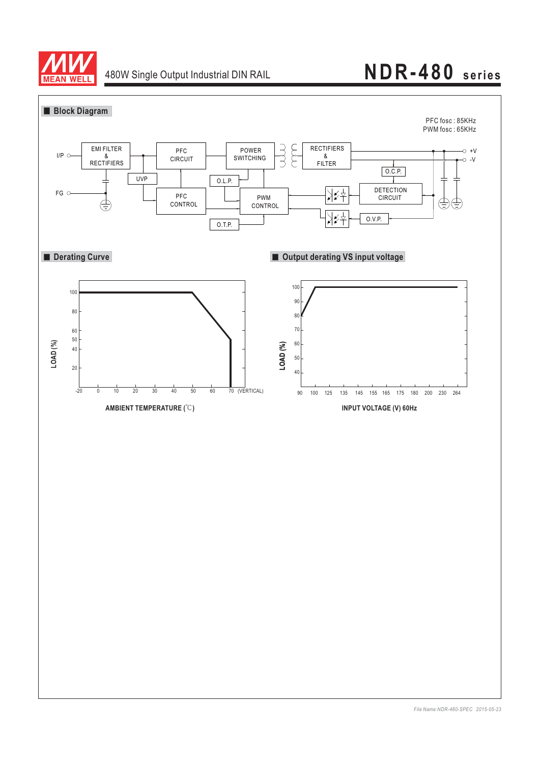## Block Diagram

PFC fosc : 85KHz
PWM fosc : 65KHz

I/P — EMI FILTER & RECTIFIERS — PFC CIRCUIT — POWER SWITCHING — RECTIFIERS & FILTER — +V / -V

FG, UVP, PFC CONTROL, O.L.P., PWM CONTROL, O.T.P., O.C.P., DETECTION CIRCUIT, O.V.P.

## Derating Curve

LOAD (%): 20, 40, 50, 60, 80, 100

AMBIENT TEMPERATURE (℃): -20, 0, 10, 20, 30, 40, 50, 60, 70 (VERTICAL)

## Output derating VS input voltage

LOAD (%): 40, 50, 60, 70, 80, 90, 100

INPUT VOLTAGE (V) 60Hz: 90, 100, 125, 135, 145, 155, 165, 175, 180, 200, 230, 264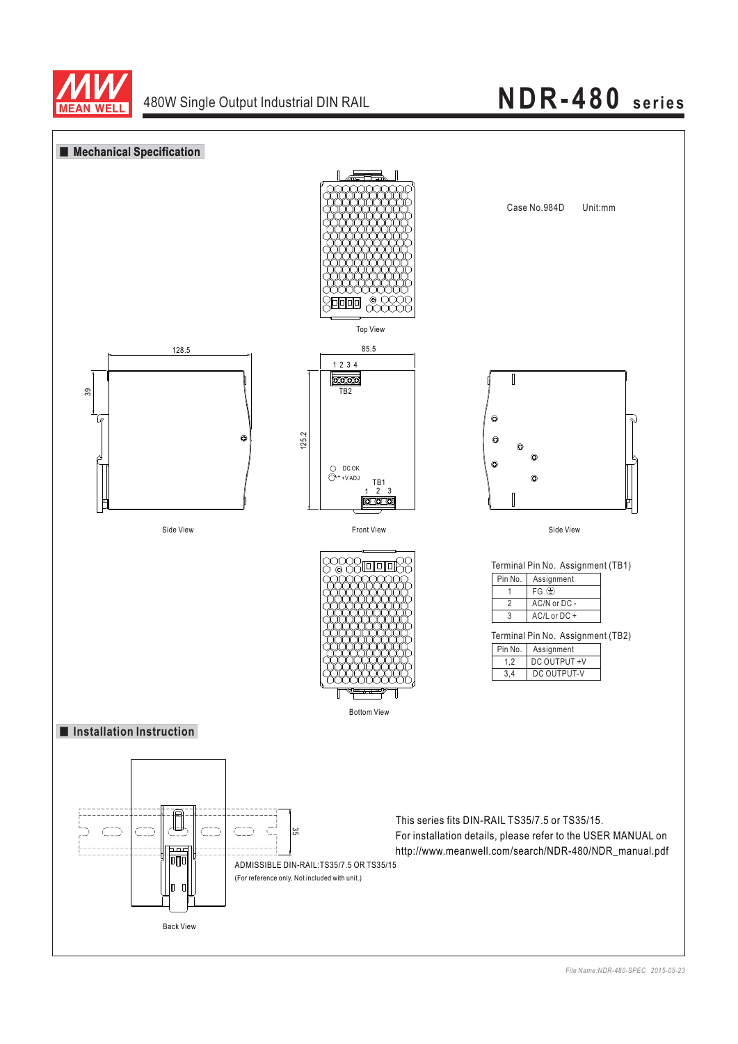## Mechanical Specification

Case No.984D Unit:mm

Top View

128.5

39

Side View

85.5

1 2 3 4

TB2

125.2

DC OK

+V ADJ

TB1

1 2 3

Front View

Side View

Bottom View

Terminal Pin No. Assignment (TB1)

| Pin No. | Assignment |
|---|---|
| 1 | FG ⏚ |
| 2 | AC/N or DC - |
| 3 | AC/L or DC + |

Terminal Pin No. Assignment (TB2)

| Pin No. | Assignment |
|---|---|
| 1,2 | DC OUTPUT +V |
| 3,4 | DC OUTPUT-V |

## Installation Instruction

35

ADMISSIBLE DIN-RAIL:TS35/7.5 OR TS35/15

(For reference only. Not included with unit.)

Back View

This series fits DIN-RAIL TS35/7.5 or TS35/15.
For installation details, please refer to the USER MANUAL on http://www.meanwell.com/search/NDR-480/NDR_manual.pdf